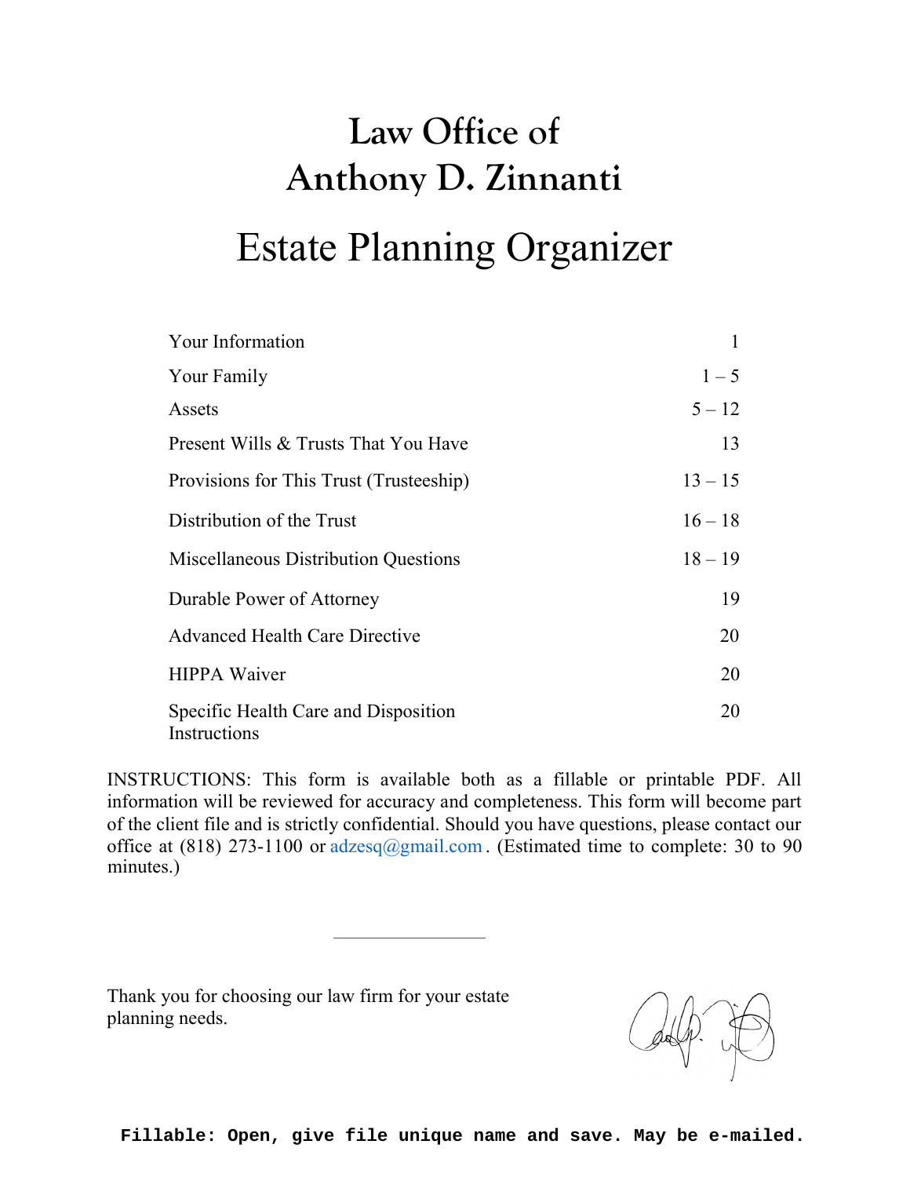# Law Office of
# Anthony D. Zinnanti

## Estate Planning Organizer

| | |
|---|---|
| Your Information | 1 |
| Your Family | 1 – 5 |
| Assets | 5 – 12 |
| Present Wills & Trusts That You Have | 13 |
| Provisions for This Trust (Trusteeship) | 13 – 15 |
| Distribution of the Trust | 16 – 18 |
| Miscellaneous Distribution Questions | 18 – 19 |
| Durable Power of Attorney | 19 |
| Advanced Health Care Directive | 20 |
| HIPPA Waiver | 20 |
| Specific Health Care and Disposition Instructions | 20 |

INSTRUCTIONS: This form is available both as a fillable or printable PDF. All information will be reviewed for accuracy and completeness. This form will become part of the client file and is strictly confidential. Should you have questions, please contact our office at (818) 273-1100 or adzesq@gmail.com. (Estimated time to complete: 30 to 90 minutes.)

---

Thank you for choosing our law firm for your estate planning needs.

**Fillable: Open, give file unique name and save. May be e-mailed.**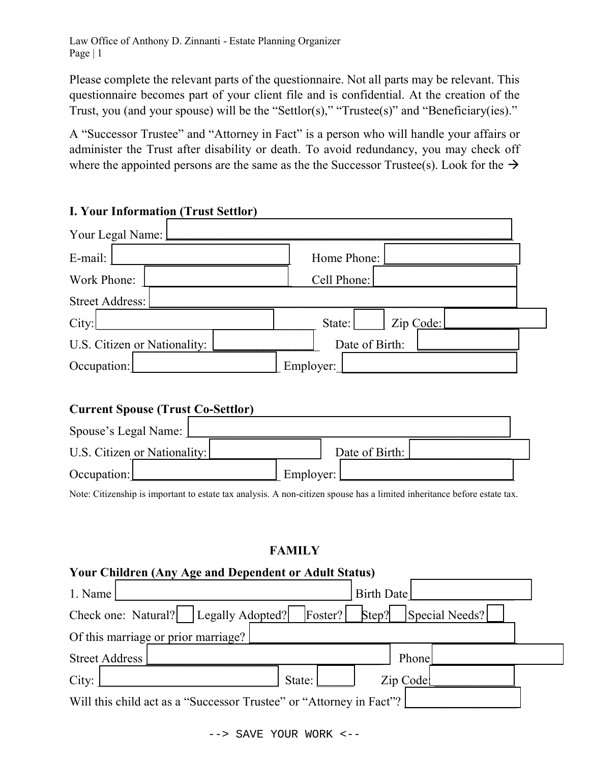Please complete the relevant parts of the questionnaire. Not all parts may be relevant. This questionnaire becomes part of your client file and is confidential. At the creation of the Trust, you (and your spouse) will be the "Settlor(s)," "Trustee(s)" and "Beneficiary(ies)."

A "Successor Trustee" and "Attorney in Fact" is a person who will handle your affairs or administer the Trust after disability or death. To avoid redundancy, you may check off where the appointed persons are the same as the the Successor Trustee(s). Look for the →

## I. Your Information (Trust Settlor)

Your Legal Name: ____________________

E-mail: ____________________ Home Phone: ____________________

Work Phone: ____________________ Cell Phone: ____________________

Street Address: ____________________

City: ____________________ State: ______ Zip Code: ____________

U.S. Citizen or Nationality: ____________ Date of Birth: ____________

Occupation: ____________________ Employer: ____________________

## Current Spouse (Trust Co-Settlor)

Spouse's Legal Name: ____________________

U.S. Citizen or Nationality: ____________ Date of Birth: ____________

Occupation: ____________________ Employer: ____________________

Note: Citizenship is important to estate tax analysis. A non-citizen spouse has a limited inheritance before estate tax.

## FAMILY

### Your Children (Any Age and Dependent or Adult Status)

1. Name ____________________ Birth Date ____________

Check one: Natural? ☐ Legally Adopted? ☐ Foster? ☐ Step? ☐ Special Needs? ☐

Of this marriage or prior marriage? ____________________

Street Address ____________________ Phone ____________

City: ____________________ State: ______ Zip Code ____________

Will this child act as a "Successor Trustee" or "Attorney in Fact"? ____________

--> SAVE YOUR WORK <--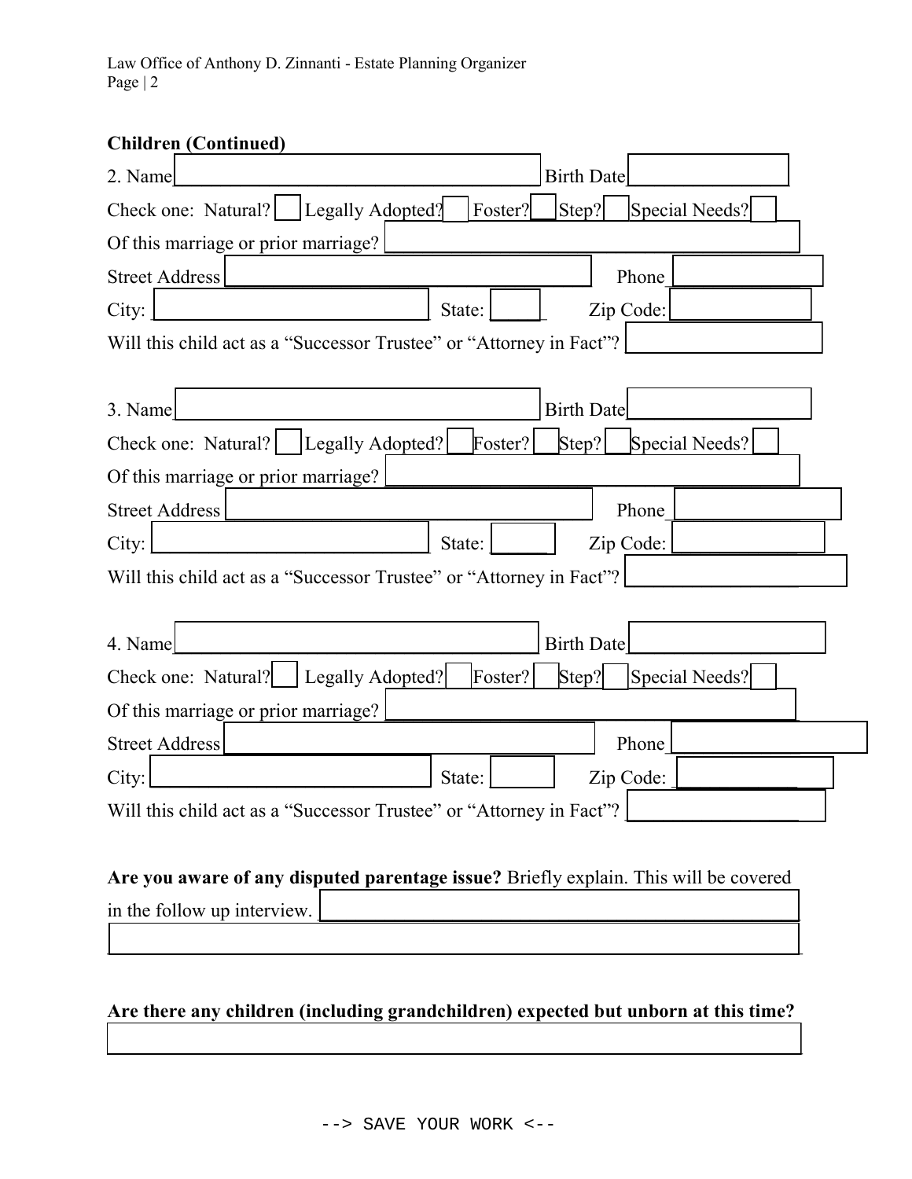**Children (Continued)**

2. Name ______________________ Birth Date ____________

Check one: Natural? [ ] Legally Adopted? [ ] Foster? [ ] Step? [ ] Special Needs? [ ]

Of this marriage or prior marriage? ______________________

Street Address ______________________ Phone ____________

City: ______________ State: _____ Zip Code: ____________

Will this child act as a "Successor Trustee" or "Attorney in Fact"? ____________

3. Name ______________________ Birth Date ____________

Check one: Natural? [ ] Legally Adopted? [ ] Foster? [ ] Step? [ ] Special Needs? [ ]

Of this marriage or prior marriage? ______________________

Street Address ______________________ Phone ____________

City: ______________ State: _____ Zip Code: ____________

Will this child act as a "Successor Trustee" or "Attorney in Fact"? ____________

4. Name ______________________ Birth Date ____________

Check one: Natural? [ ] Legally Adopted? [ ] Foster? [ ] Step? [ ] Special Needs? [ ]

Of this marriage or prior marriage? ______________________

Street Address ______________________ Phone ____________

City: ______________ State: _____ Zip Code: ____________

Will this child act as a "Successor Trustee" or "Attorney in Fact"? ____________

**Are you aware of any disputed parentage issue?** Briefly explain. This will be covered in the follow up interview. ______________________

______________________

**Are there any children (including grandchildren) expected but unborn at this time?**

______________________

--> SAVE YOUR WORK <--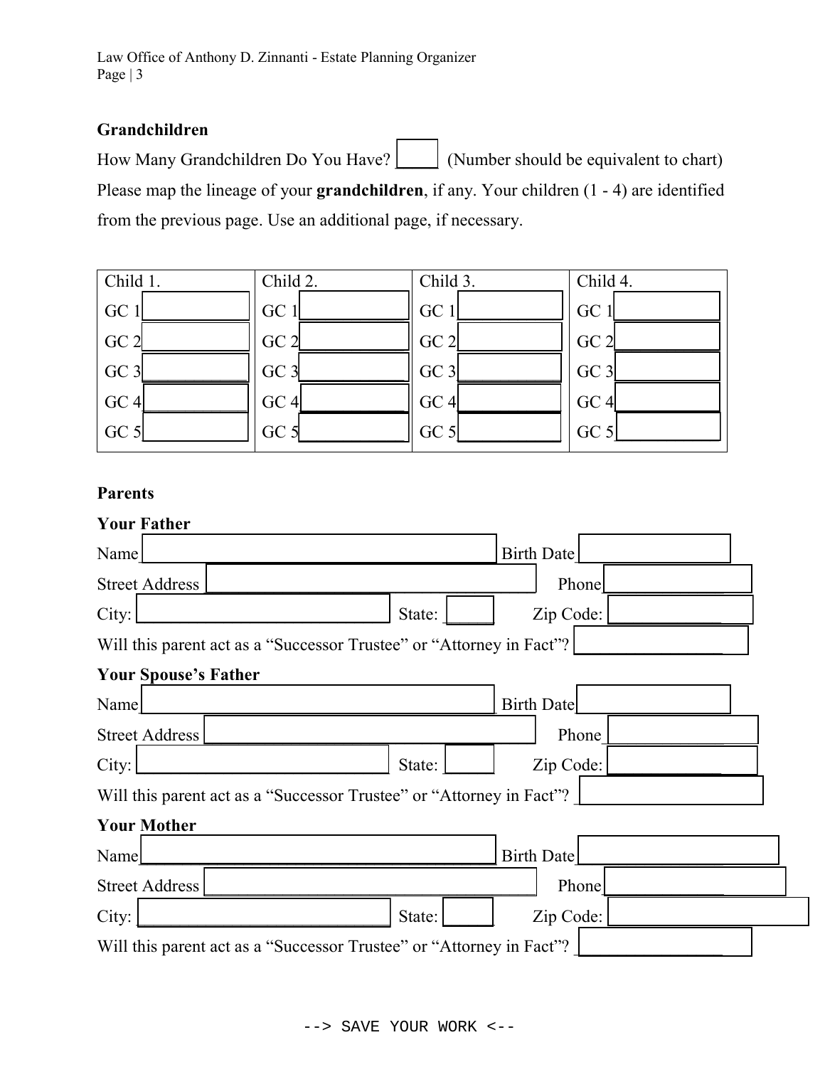**Grandchildren**

How Many Grandchildren Do You Have? _____ (Number should be equivalent to chart)

Please map the lineage of your **grandchildren**, if any. Your children (1 - 4) are identified from the previous page. Use an additional page, if necessary.

| Child 1. | Child 2. | Child 3. | Child 4. |
|---|---|---|---|
| GC 1 | GC 1 | GC 1 | GC 1 |
| GC 2 | GC 2 | GC 2 | GC 2 |
| GC 3 | GC 3 | GC 3 | GC 3 |
| GC 4 | GC 4 | GC 4 | GC 4 |
| GC 5 | GC 5 | GC 5 | GC 5 |

**Parents**

**Your Father**

Name _______________ Birth Date _______________

Street Address _______________ Phone _______________

City: _______________ State: _____ Zip Code: _______________

Will this parent act as a "Successor Trustee" or "Attorney in Fact"? _______________

**Your Spouse's Father**

Name _______________ Birth Date _______________

Street Address _______________ Phone _______________

City: _______________ State: _____ Zip Code: _______________

Will this parent act as a "Successor Trustee" or "Attorney in Fact"? _______________

**Your Mother**

Name _______________ Birth Date _______________

Street Address _______________ Phone _______________

City: _______________ State: _____ Zip Code: _______________

Will this parent act as a "Successor Trustee" or "Attorney in Fact"? _______________

--> SAVE YOUR WORK <--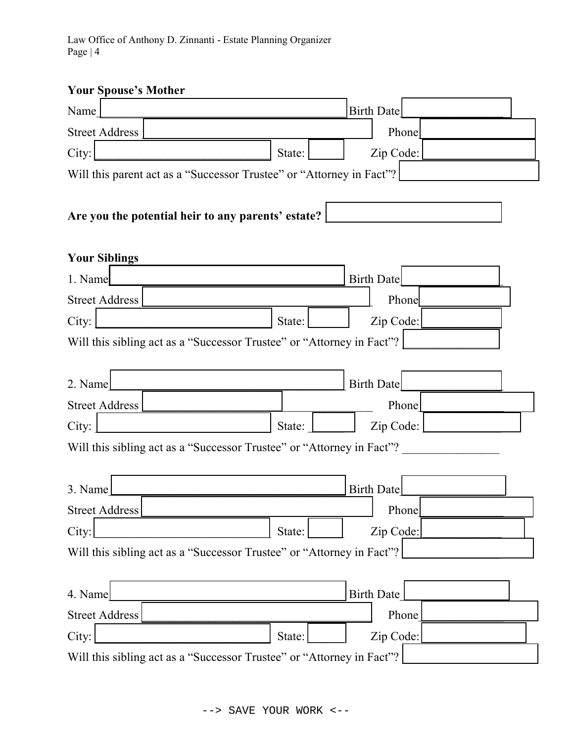**Your Spouse's Mother**

Name ________________________________ Birth Date ______________

Street Address ________________________________ Phone ______________

City: ________________________ State: ______ Zip Code: ______________

Will this parent act as a "Successor Trustee" or "Attorney in Fact"? ______________

**Are you the potential heir to any parents' estate?** ______________

**Your Siblings**

1. Name ________________________________ Birth Date ______________

Street Address ________________________________ Phone ______________

City: ________________________ State: ______ Zip Code: ______________

Will this sibling act as a "Successor Trustee" or "Attorney in Fact"? ______________

2. Name ________________________________ Birth Date ______________

Street Address ________________________________ Phone ______________

City: ________________________ State: ______ Zip Code: ______________

Will this sibling act as a "Successor Trustee" or "Attorney in Fact"? ______________

3. Name ________________________________ Birth Date ______________

Street Address ________________________________ Phone ______________

City: ________________________ State: ______ Zip Code: ______________

Will this sibling act as a "Successor Trustee" or "Attorney in Fact"? ______________

4. Name ________________________________ Birth Date ______________

Street Address ________________________________ Phone ______________

City: ________________________ State: ______ Zip Code: ______________

Will this sibling act as a "Successor Trustee" or "Attorney in Fact"? ______________

--> SAVE YOUR WORK <--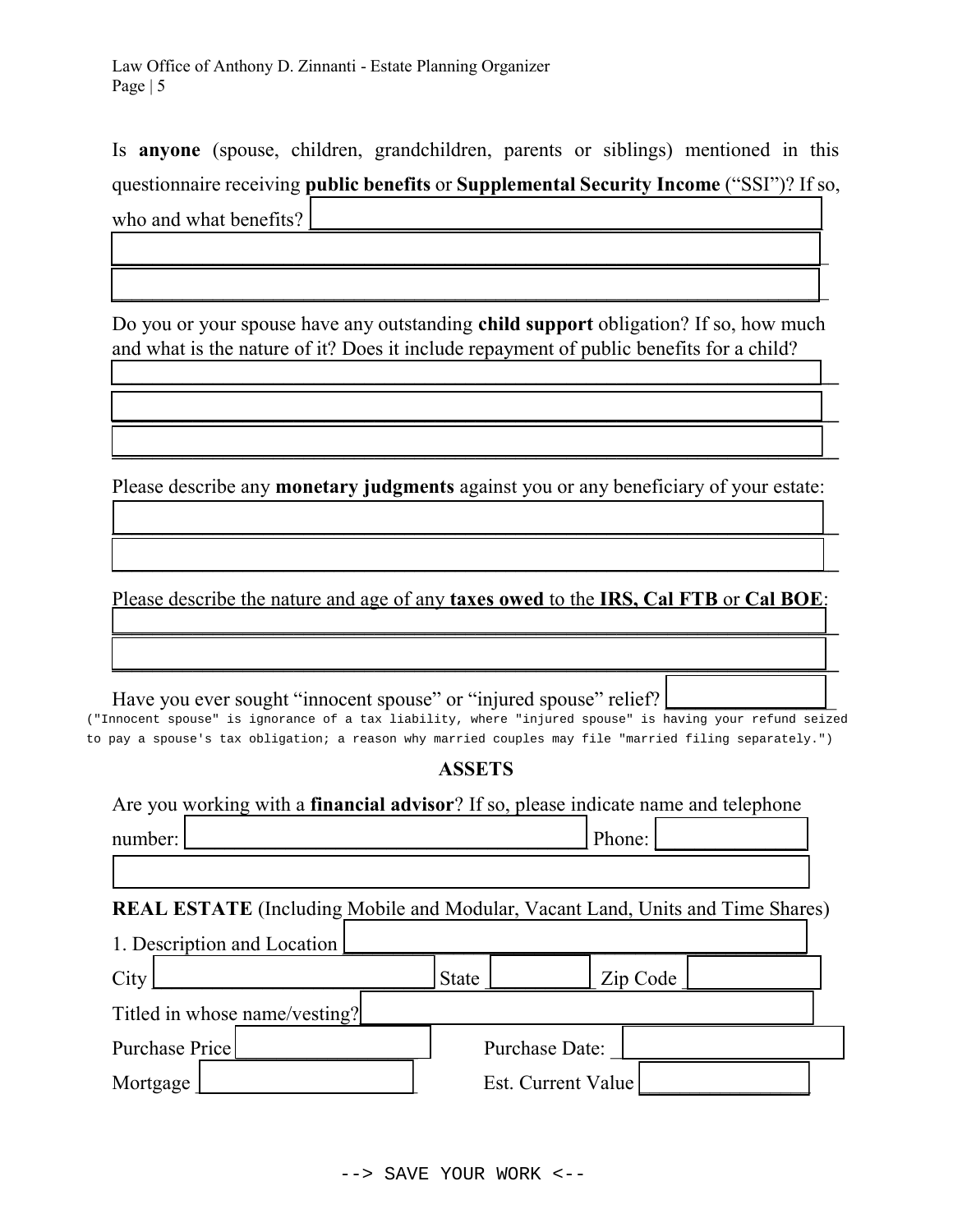Is **anyone** (spouse, children, grandchildren, parents or siblings) mentioned in this questionnaire receiving **public benefits** or **Supplemental Security Income** ("SSI")? If so, who and what benefits? ____________________________________________

______________________________________________________________________

______________________________________________________________________

Do you or your spouse have any outstanding **child support** obligation? If so, how much and what is the nature of it? Does it include repayment of public benefits for a child?

______________________________________________________________________

______________________________________________________________________

______________________________________________________________________

Please describe any **monetary judgments** against you or any beneficiary of your estate:

______________________________________________________________________

______________________________________________________________________

Please describe the nature and age of any **taxes owed** to the **IRS, Cal FTB** or **Cal BOE**:

______________________________________________________________________

______________________________________________________________________

Have you ever sought "innocent spouse" or "injured spouse" relief? ______________

("Innocent spouse" is ignorance of a tax liability, where "injured spouse" is having your refund seized to pay a spouse's tax obligation; a reason why married couples may file "married filing separately.")

## ASSETS

Are you working with a **financial advisor**? If so, please indicate name and telephone number: ________________________________ Phone: ______________

______________________________________________________________________

**REAL ESTATE** (Including Mobile and Modular, Vacant Land, Units and Time Shares)

1. Description and Location ________________________________________

City ______________________ State __________ Zip Code ____________

Titled in whose name/vesting? ________________________________________

Purchase Price ________________ Purchase Date: ________________

Mortgage ____________________ Est. Current Value ________________

--> SAVE YOUR WORK <--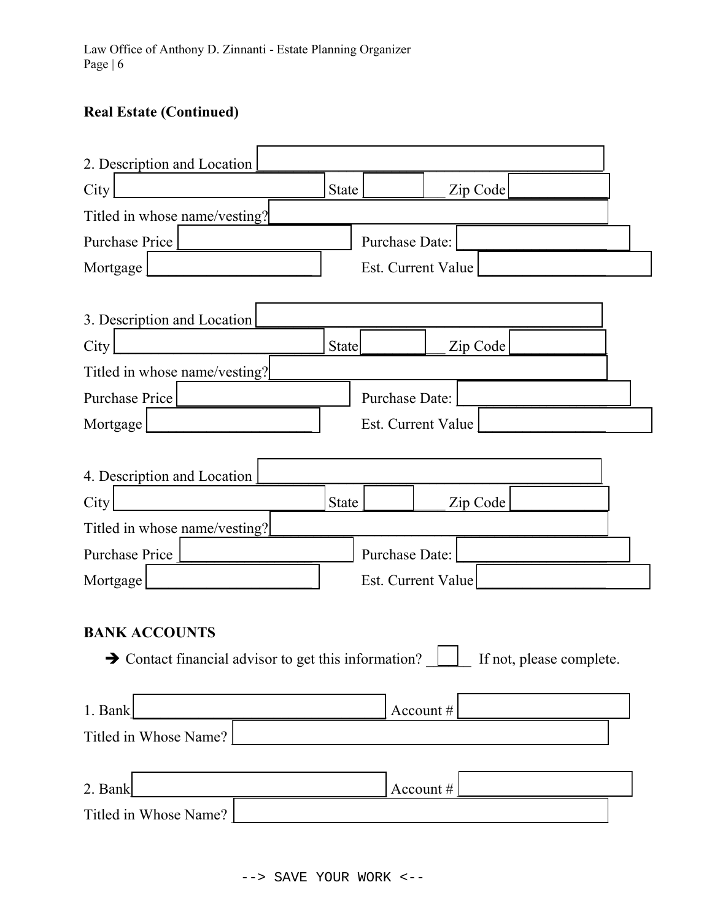**Real Estate (Continued)**

2. Description and Location ______________________________

City ______________________ State __________ Zip Code __________

Titled in whose name/vesting? ______________________________

Purchase Price ______________ Purchase Date: ______________

Mortgage ______________ Est. Current Value ______________

3. Description and Location ______________________________

City ______________________ State __________ Zip Code __________

Titled in whose name/vesting? ______________________________

Purchase Price ______________ Purchase Date: ______________

Mortgage ______________ Est. Current Value ______________

4. Description and Location ______________________________

City ______________________ State __________ Zip Code __________

Titled in whose name/vesting? ______________________________

Purchase Price ______________ Purchase Date: ______________

Mortgage ______________ Est. Current Value ______________

**BANK ACCOUNTS**

➔ Contact financial advisor to get this information? ______ If not, please complete.

1. Bank ______________________________ Account # ______________

Titled in Whose Name? ______________________________

2. Bank ______________________________ Account # ______________

Titled in Whose Name? ______________________________

--> SAVE YOUR WORK <--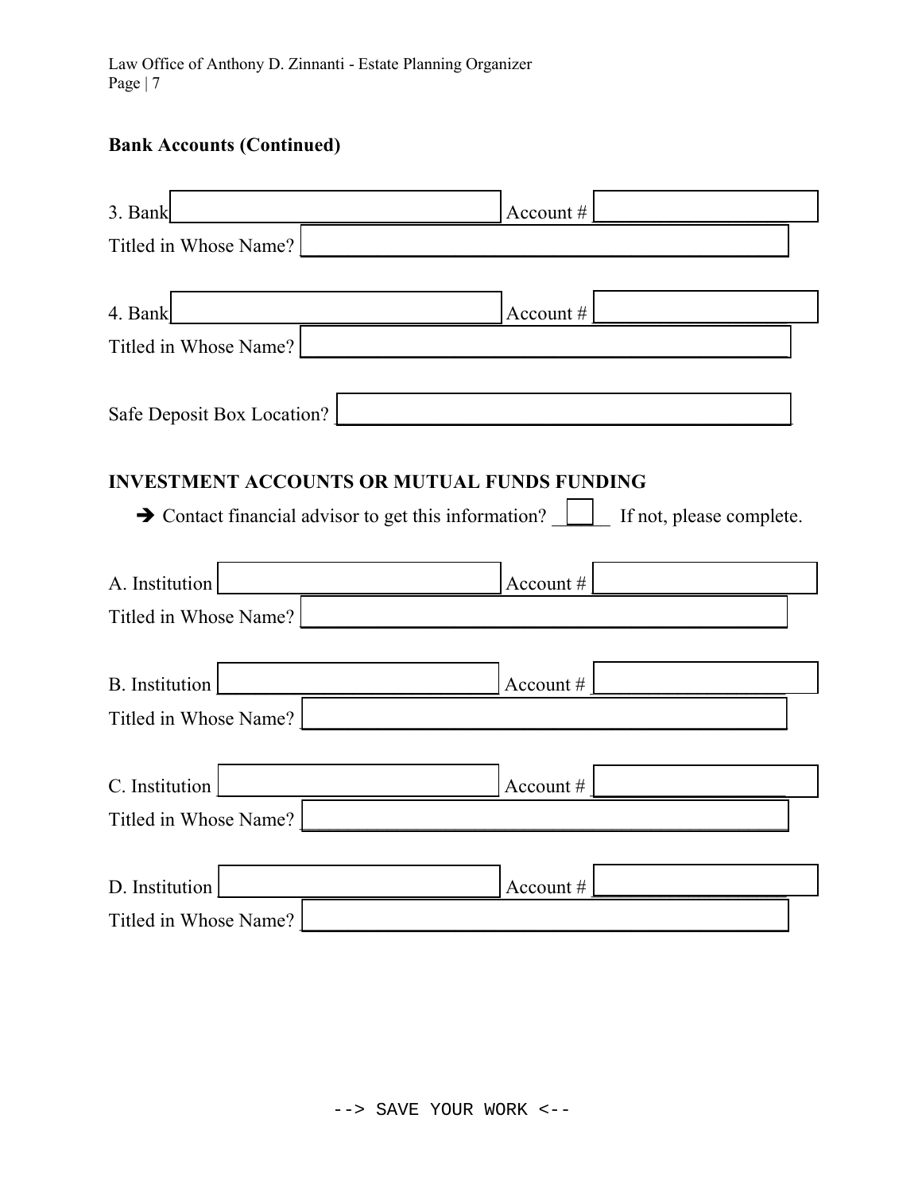## Bank Accounts (Continued)

3. Bank ____________________ Account # ____________________

Titled in Whose Name? ____________________

4. Bank ____________________ Account # ____________________

Titled in Whose Name? ____________________

Safe Deposit Box Location? ____________________

## INVESTMENT ACCOUNTS OR MUTUAL FUNDS FUNDING

➔ Contact financial advisor to get this information? ______ If not, please complete.

A. Institution ____________________ Account # ____________________

Titled in Whose Name? ____________________

B. Institution ____________________ Account # ____________________

Titled in Whose Name? ____________________

C. Institution ____________________ Account # ____________________

Titled in Whose Name? ____________________

D. Institution ____________________ Account # ____________________

Titled in Whose Name? ____________________

--> SAVE YOUR WORK <--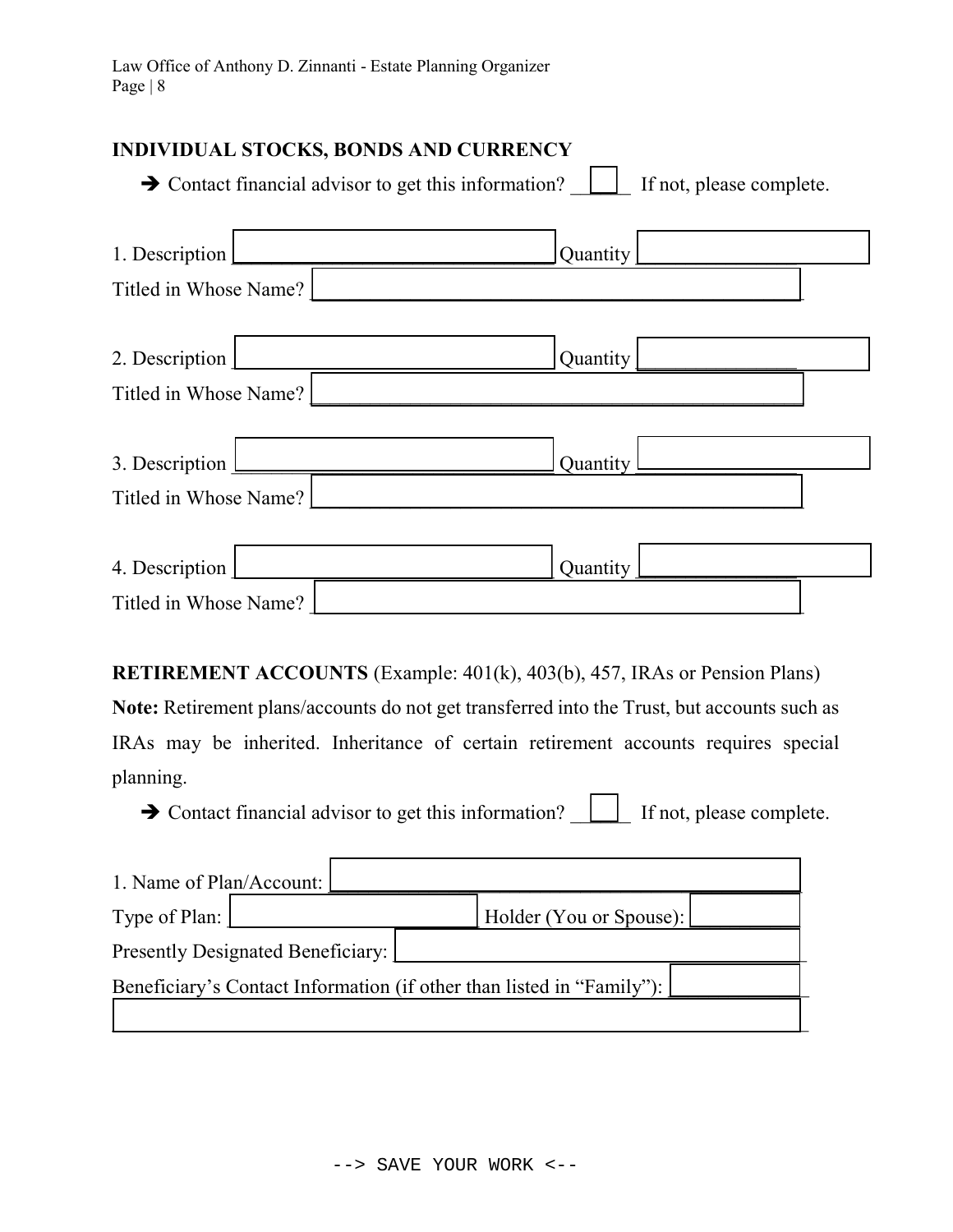## INDIVIDUAL STOCKS, BONDS AND CURRENCY

➔ Contact financial advisor to get this information? ☐ If not, please complete.

1. Description ______________________ Quantity ______________

Titled in Whose Name? ______________________________

2. Description ______________________ Quantity ______________

Titled in Whose Name? ______________________________

3. Description ______________________ Quantity ______________

Titled in Whose Name? ______________________________

4. Description ______________________ Quantity ______________

Titled in Whose Name? ______________________________

## RETIREMENT ACCOUNTS (Example: 401(k), 403(b), 457, IRAs or Pension Plans)

**Note:** Retirement plans/accounts do not get transferred into the Trust, but accounts such as IRAs may be inherited. Inheritance of certain retirement accounts requires special planning.

➔ Contact financial advisor to get this information? ☐ If not, please complete.

1. Name of Plan/Account: ______________________________

Type of Plan: ______________ Holder (You or Spouse): __________

Presently Designated Beneficiary: ______________________________

Beneficiary's Contact Information (if other than listed in "Family"): __________

______________________________________________________________

--> SAVE YOUR WORK <--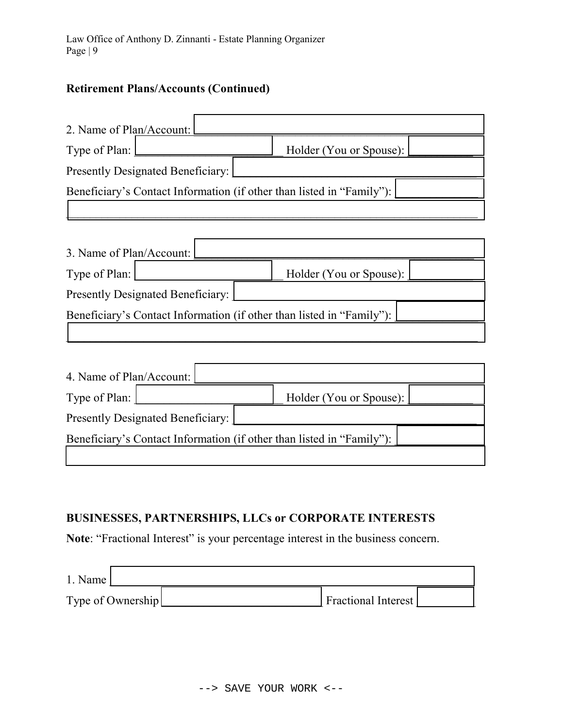**Retirement Plans/Accounts (Continued)**

2. Name of Plan/Account: ______________________________

Type of Plan: ____________________ Holder (You or Spouse): __________

Presently Designated Beneficiary: ______________________________

Beneficiary's Contact Information (if other than listed in "Family"): __________

______________________________________________________________

3. Name of Plan/Account: ______________________________

Type of Plan: ____________________ Holder (You or Spouse): __________

Presently Designated Beneficiary: ______________________________

Beneficiary's Contact Information (if other than listed in "Family"): __________

______________________________________________________________

4. Name of Plan/Account: ______________________________

Type of Plan: ____________________ Holder (You or Spouse): __________

Presently Designated Beneficiary: ______________________________

Beneficiary's Contact Information (if other than listed in "Family"): __________

______________________________________________________________

**BUSINESSES, PARTNERSHIPS, LLCs or CORPORATE INTERESTS**

**Note**: "Fractional Interest" is your percentage interest in the business concern.

1. Name ______________________________

Type of Ownership ____________________ Fractional Interest __________

--> SAVE YOUR WORK <--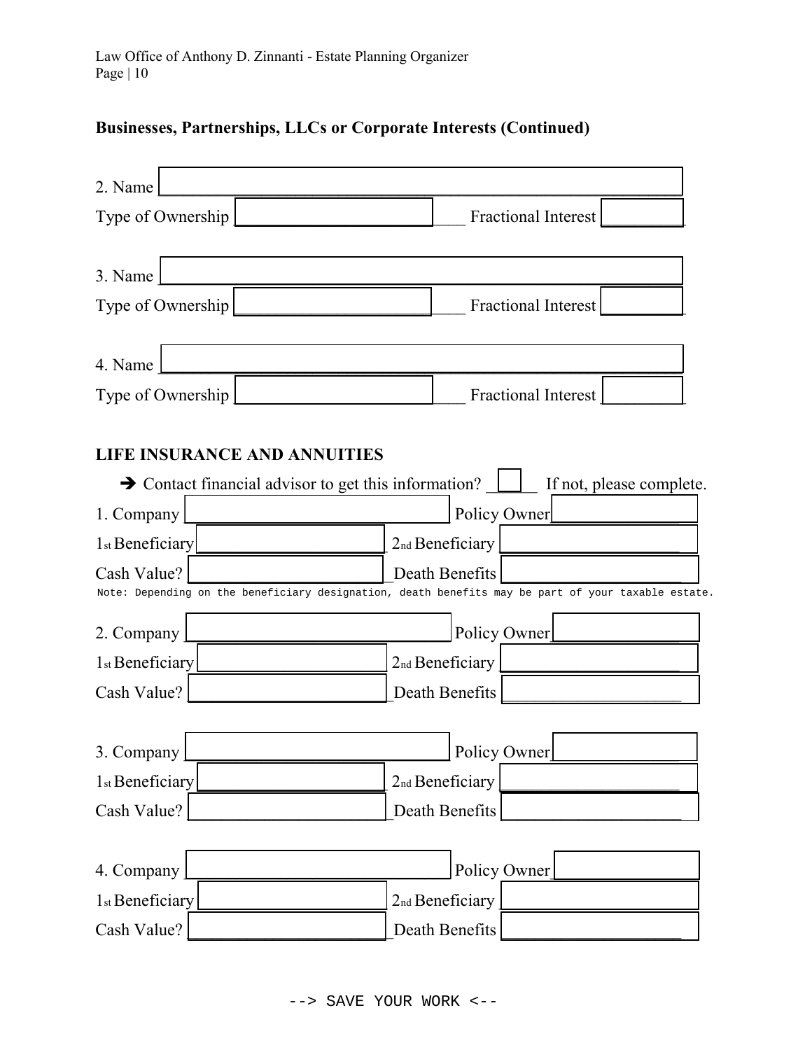## Businesses, Partnerships, LLCs or Corporate Interests (Continued)

2. Name \_\_\_\_\_\_\_\_\_\_\_\_\_\_\_\_\_\_\_\_\_\_\_\_\_\_\_\_\_\_\_\_\_\_\_\_\_\_\_\_\_\_\_\_\_\_\_\_

Type of Ownership \_\_\_\_\_\_\_\_\_\_\_\_\_\_\_\_\_\_\_\_\_\_\_\_\_\_\_ Fractional Interest \_\_\_\_\_\_\_\_\_

3. Name \_\_\_\_\_\_\_\_\_\_\_\_\_\_\_\_\_\_\_\_\_\_\_\_\_\_\_\_\_\_\_\_\_\_\_\_\_\_\_\_\_\_\_\_\_\_\_\_

Type of Ownership \_\_\_\_\_\_\_\_\_\_\_\_\_\_\_\_\_\_\_\_\_\_\_\_\_\_\_ Fractional Interest \_\_\_\_\_\_\_\_\_

4. Name \_\_\_\_\_\_\_\_\_\_\_\_\_\_\_\_\_\_\_\_\_\_\_\_\_\_\_\_\_\_\_\_\_\_\_\_\_\_\_\_\_\_\_\_\_\_\_\_

Type of Ownership \_\_\_\_\_\_\_\_\_\_\_\_\_\_\_\_\_\_\_\_\_\_\_\_\_\_\_ Fractional Interest \_\_\_\_\_\_\_\_\_

## LIFE INSURANCE AND ANNUITIES

➔ Contact financial advisor to get this information? \_\_\_\_ If not, please complete.

1. Company \_\_\_\_\_\_\_\_\_\_\_\_\_\_\_\_\_\_\_\_\_\_\_\_\_\_ Policy Owner \_\_\_\_\_\_\_\_\_\_\_\_\_\_\_

1st Beneficiary \_\_\_\_\_\_\_\_\_\_\_\_\_\_\_\_\_\_\_\_ 2nd Beneficiary \_\_\_\_\_\_\_\_\_\_\_\_\_\_\_\_\_\_\_\_

Cash Value? \_\_\_\_\_\_\_\_\_\_\_\_\_\_\_\_\_\_\_\_ Death Benefits \_\_\_\_\_\_\_\_\_\_\_\_\_\_\_\_\_\_\_\_

Note: Depending on the beneficiary designation, death benefits may be part of your taxable estate.

2. Company \_\_\_\_\_\_\_\_\_\_\_\_\_\_\_\_\_\_\_\_\_\_\_\_\_\_ Policy Owner \_\_\_\_\_\_\_\_\_\_\_\_\_\_\_

1st Beneficiary \_\_\_\_\_\_\_\_\_\_\_\_\_\_\_\_\_\_\_\_ 2nd Beneficiary \_\_\_\_\_\_\_\_\_\_\_\_\_\_\_\_\_\_\_\_

Cash Value? \_\_\_\_\_\_\_\_\_\_\_\_\_\_\_\_\_\_\_\_ Death Benefits \_\_\_\_\_\_\_\_\_\_\_\_\_\_\_\_\_\_\_\_

3. Company \_\_\_\_\_\_\_\_\_\_\_\_\_\_\_\_\_\_\_\_\_\_\_\_\_\_ Policy Owner \_\_\_\_\_\_\_\_\_\_\_\_\_\_\_

1st Beneficiary \_\_\_\_\_\_\_\_\_\_\_\_\_\_\_\_\_\_\_\_ 2nd Beneficiary \_\_\_\_\_\_\_\_\_\_\_\_\_\_\_\_\_\_\_\_

Cash Value? \_\_\_\_\_\_\_\_\_\_\_\_\_\_\_\_\_\_\_\_ Death Benefits \_\_\_\_\_\_\_\_\_\_\_\_\_\_\_\_\_\_\_\_

4. Company \_\_\_\_\_\_\_\_\_\_\_\_\_\_\_\_\_\_\_\_\_\_\_\_\_\_ Policy Owner \_\_\_\_\_\_\_\_\_\_\_\_\_\_\_

1st Beneficiary \_\_\_\_\_\_\_\_\_\_\_\_\_\_\_\_\_\_\_\_ 2nd Beneficiary \_\_\_\_\_\_\_\_\_\_\_\_\_\_\_\_\_\_\_\_

Cash Value? \_\_\_\_\_\_\_\_\_\_\_\_\_\_\_\_\_\_\_\_ Death Benefits \_\_\_\_\_\_\_\_\_\_\_\_\_\_\_\_\_\_\_\_

--> SAVE YOUR WORK <--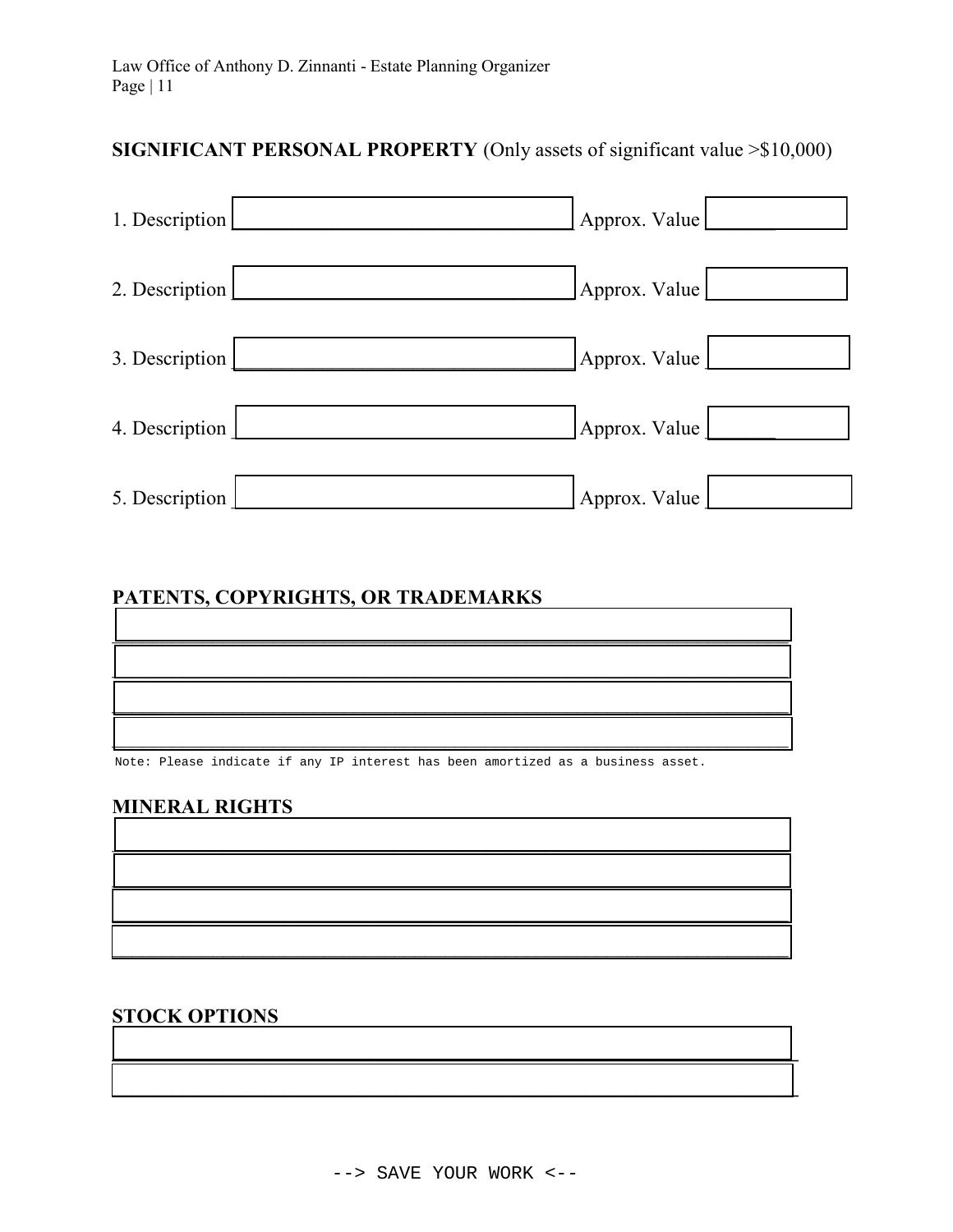**SIGNIFICANT PERSONAL PROPERTY** (Only assets of significant value >$10,000)

1. Description ______________________ Approx. Value ______________

2. Description ______________________ Approx. Value ______________

3. Description ______________________ Approx. Value ______________

4. Description ______________________ Approx. Value ______________

5. Description ______________________ Approx. Value ______________

**PATENTS, COPYRIGHTS, OR TRADEMARKS**

______________________________________________

______________________________________________

______________________________________________

______________________________________________

Note: Please indicate if any IP interest has been amortized as a business asset.

**MINERAL RIGHTS**

______________________________________________

______________________________________________

______________________________________________

______________________________________________

**STOCK OPTIONS**

______________________________________________

______________________________________________

--> SAVE YOUR WORK <--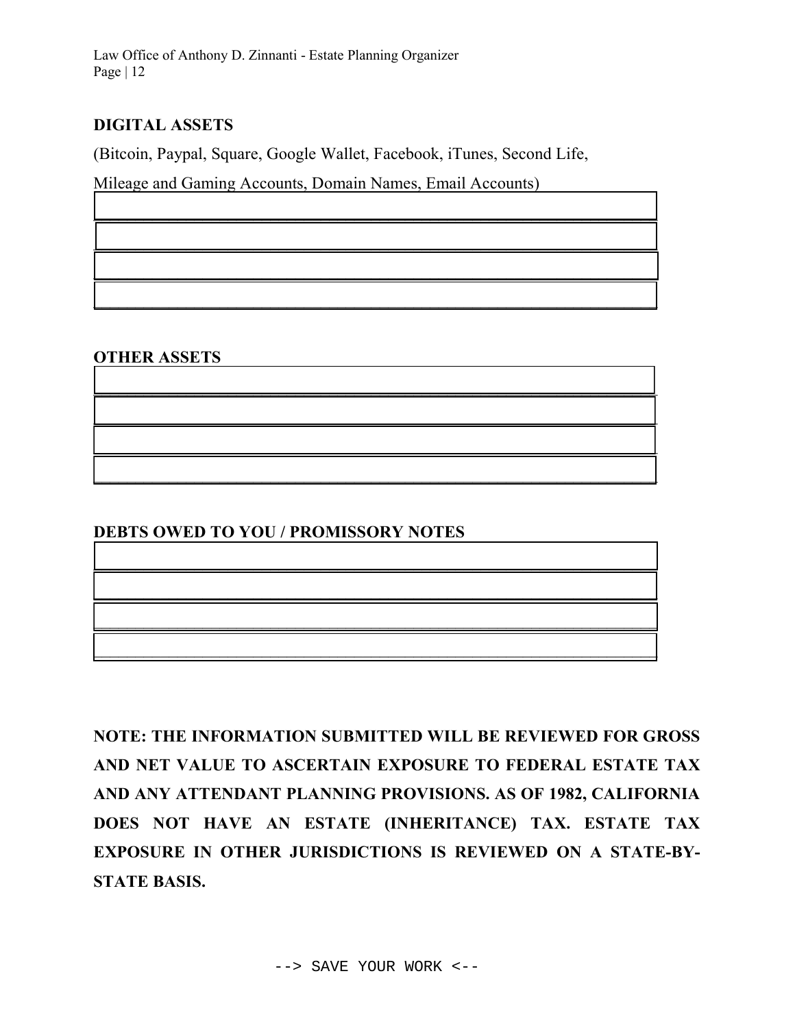## DIGITAL ASSETS

(Bitcoin, Paypal, Square, Google Wallet, Facebook, iTunes, Second Life, Mileage and Gaming Accounts, Domain Names, Email Accounts)

## OTHER ASSETS

## DEBTS OWED TO YOU / PROMISSORY NOTES

**NOTE: THE INFORMATION SUBMITTED WILL BE REVIEWED FOR GROSS AND NET VALUE TO ASCERTAIN EXPOSURE TO FEDERAL ESTATE TAX AND ANY ATTENDANT PLANNING PROVISIONS. AS OF 1982, CALIFORNIA DOES NOT HAVE AN ESTATE (INHERITANCE) TAX. ESTATE TAX EXPOSURE IN OTHER JURISDICTIONS IS REVIEWED ON A STATE-BY-STATE BASIS.**

--> SAVE YOUR WORK <--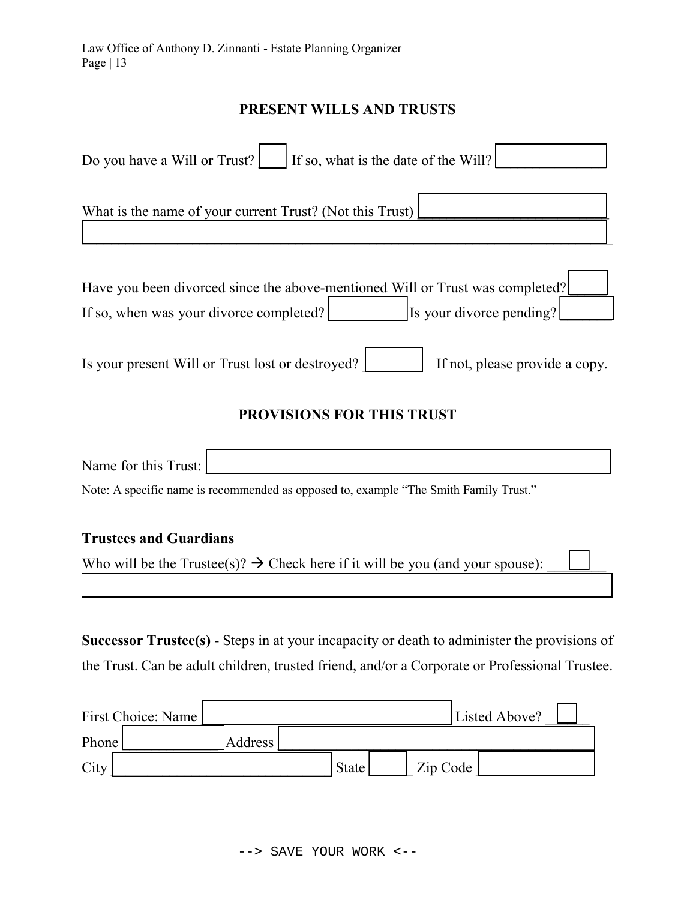## PRESENT WILLS AND TRUSTS

Do you have a Will or Trust? ____ If so, what is the date of the Will? ____________

What is the name of your current Trust? (Not this Trust) ________________________

______________________________________________________________________

Have you been divorced since the above-mentioned Will or Trust was completed? _____

If so, when was your divorce completed? __________ Is your divorce pending? _______

Is your present Will or Trust lost or destroyed? ________ If not, please provide a copy.

## PROVISIONS FOR THIS TRUST

Name for this Trust: ____________________________________________

Note: A specific name is recommended as opposed to, example "The Smith Family Trust."

### Trustees and Guardians

Who will be the Trustee(s)? → Check here if it will be you (and your spouse): ________

______________________________________________________________________

**Successor Trustee(s)** - Steps in at your incapacity or death to administer the provisions of the Trust. Can be adult children, trusted friend, and/or a Corporate or Professional Trustee.

First Choice: Name ______________________________ Listed Above? _____

Phone ____________ Address ______________________________________

City ____________________________ State _____ Zip Code ______________

--> SAVE YOUR WORK <--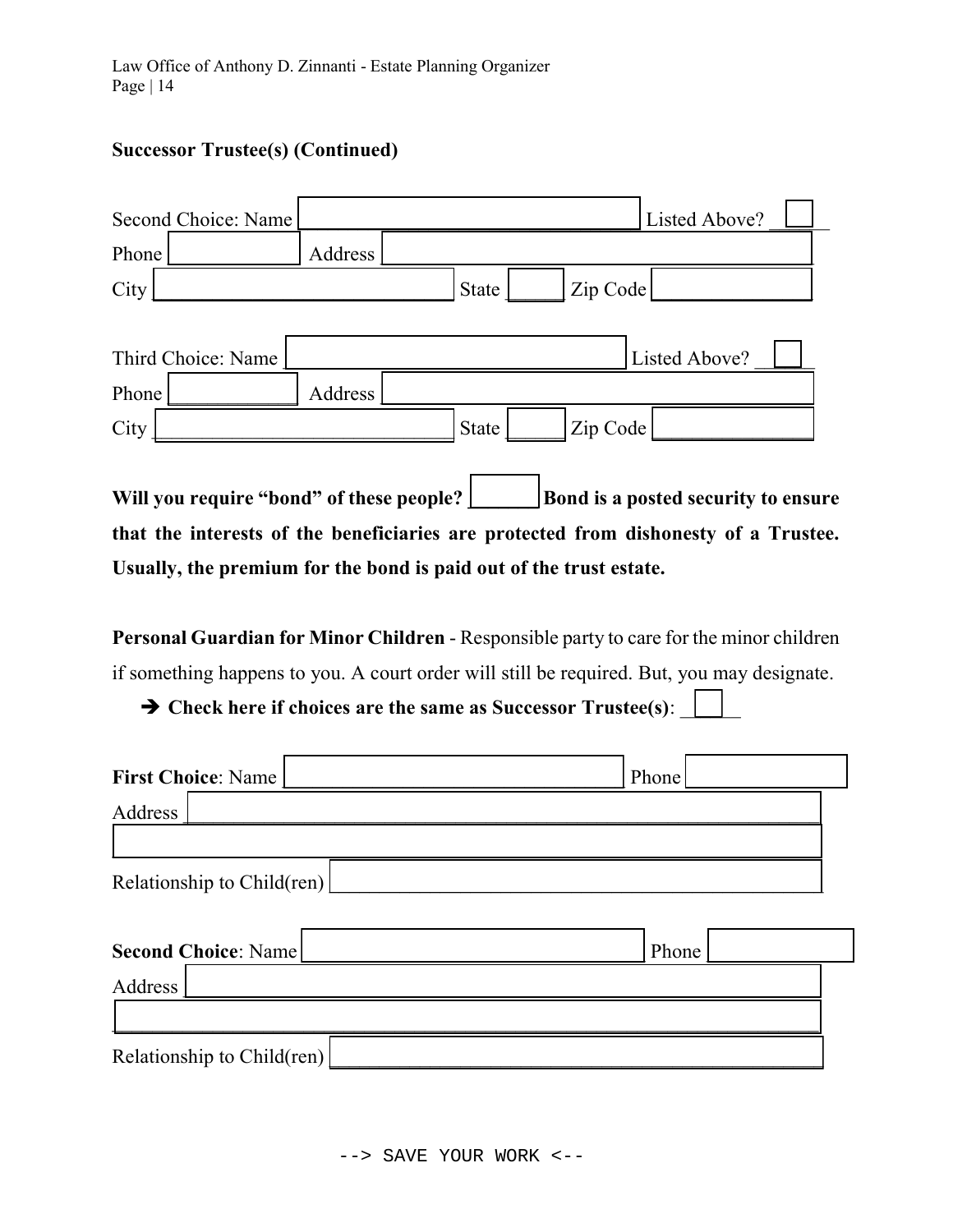**Successor Trustee(s) (Continued)**

Second Choice: Name \_\_\_\_\_\_\_\_\_\_\_\_\_\_\_\_\_\_\_\_\_\_\_\_\_\_\_\_ Listed Above? \_\_\_\_\_
Phone \_\_\_\_\_\_\_\_\_\_\_\_ Address \_\_\_\_\_\_\_\_\_\_\_\_\_\_\_\_\_\_\_\_\_\_\_\_\_\_\_\_\_\_\_\_\_\_\_\_
City \_\_\_\_\_\_\_\_\_\_\_\_\_\_\_\_\_\_\_\_\_\_\_\_\_\_\_\_ State \_\_\_\_\_ Zip Code \_\_\_\_\_\_\_\_\_\_\_\_\_\_\_

Third Choice: Name \_\_\_\_\_\_\_\_\_\_\_\_\_\_\_\_\_\_\_\_\_\_\_\_\_\_\_\_ Listed Above? \_\_\_\_\_
Phone \_\_\_\_\_\_\_\_\_\_\_\_ Address \_\_\_\_\_\_\_\_\_\_\_\_\_\_\_\_\_\_\_\_\_\_\_\_\_\_\_\_\_\_\_\_\_\_\_\_
City \_\_\_\_\_\_\_\_\_\_\_\_\_\_\_\_\_\_\_\_\_\_\_\_\_\_\_\_ State \_\_\_\_\_ Zip Code \_\_\_\_\_\_\_\_\_\_\_\_\_\_\_

**Will you require "bond" of these people? \_\_\_\_\_\_\_ Bond is a posted security to ensure that the interests of the beneficiaries are protected from dishonesty of a Trustee. Usually, the premium for the bond is paid out of the trust estate.**

**Personal Guardian for Minor Children** - Responsible party to care for the minor children if something happens to you. A court order will still be required. But, you may designate.

➔ **Check here if choices are the same as Successor Trustee(s)**: \_\_\_\_\_

**First Choice**: Name \_\_\_\_\_\_\_\_\_\_\_\_\_\_\_\_\_\_\_\_\_\_\_\_\_\_\_\_ Phone \_\_\_\_\_\_\_\_\_\_\_\_\_\_
Address \_\_\_\_\_\_\_\_\_\_\_\_\_\_\_\_\_\_\_\_\_\_\_\_\_\_\_\_\_\_\_\_\_\_\_\_\_\_\_\_\_\_\_\_\_\_\_\_\_\_\_\_\_\_\_\_
\_\_\_\_\_\_\_\_\_\_\_\_\_\_\_\_\_\_\_\_\_\_\_\_\_\_\_\_\_\_\_\_\_\_\_\_\_\_\_\_\_\_\_\_\_\_\_\_\_\_\_\_\_\_\_\_\_\_\_\_\_\_
Relationship to Child(ren) \_\_\_\_\_\_\_\_\_\_\_\_\_\_\_\_\_\_\_\_\_\_\_\_\_\_\_\_\_\_\_\_\_\_\_\_\_\_\_\_\_\_

**Second Choice**: Name \_\_\_\_\_\_\_\_\_\_\_\_\_\_\_\_\_\_\_\_\_\_\_\_\_\_\_\_ Phone \_\_\_\_\_\_\_\_\_\_\_\_\_\_
Address \_\_\_\_\_\_\_\_\_\_\_\_\_\_\_\_\_\_\_\_\_\_\_\_\_\_\_\_\_\_\_\_\_\_\_\_\_\_\_\_\_\_\_\_\_\_\_\_\_\_\_\_\_\_\_\_
\_\_\_\_\_\_\_\_\_\_\_\_\_\_\_\_\_\_\_\_\_\_\_\_\_\_\_\_\_\_\_\_\_\_\_\_\_\_\_\_\_\_\_\_\_\_\_\_\_\_\_\_\_\_\_\_\_\_\_\_\_\_
Relationship to Child(ren) \_\_\_\_\_\_\_\_\_\_\_\_\_\_\_\_\_\_\_\_\_\_\_\_\_\_\_\_\_\_\_\_\_\_\_\_\_\_\_\_\_\_

--> SAVE YOUR WORK <--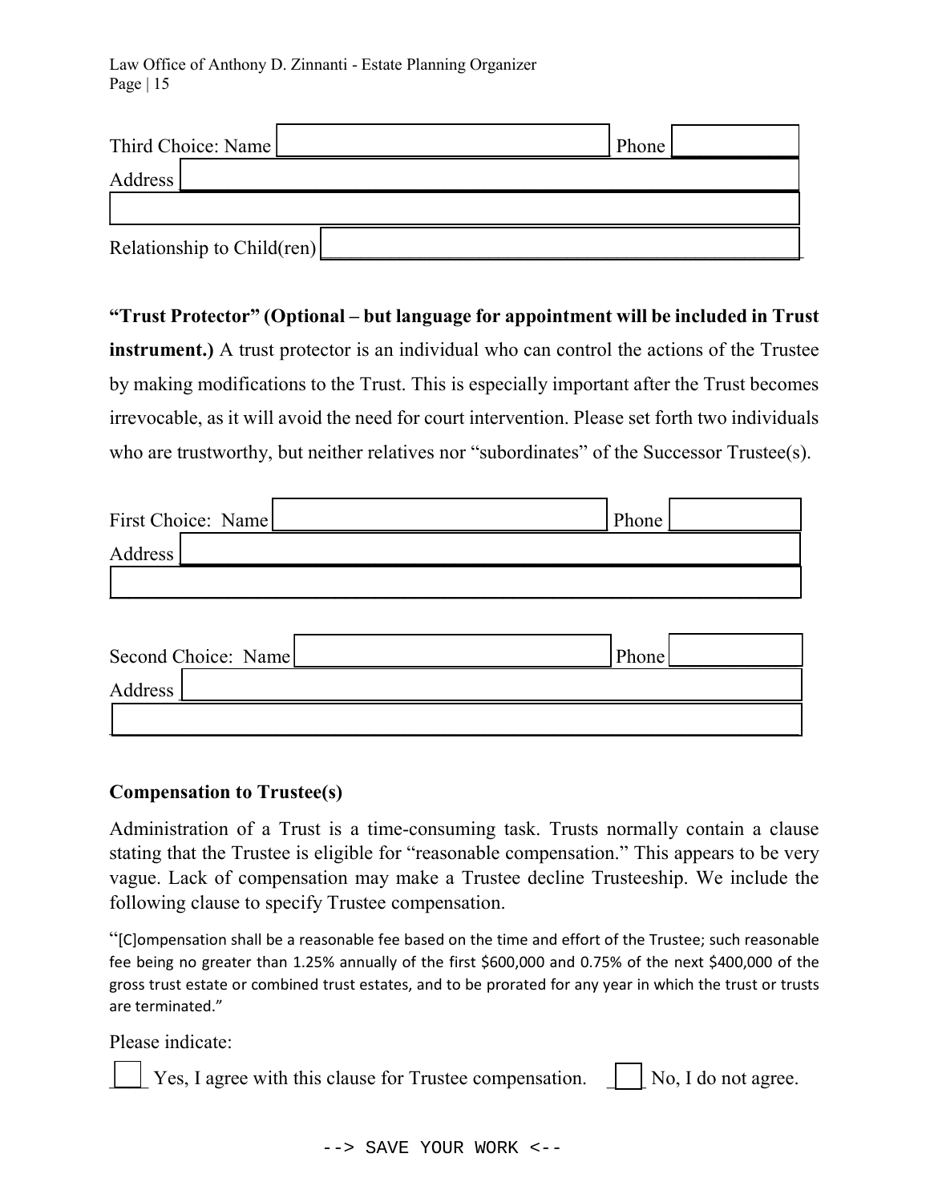Third Choice: Name ____________________ Phone __________

Address ______________________________________________

______________________________________________

Relationship to Child(ren) ______________________________________________

**"Trust Protector" (Optional – but language for appointment will be included in Trust instrument.)** A trust protector is an individual who can control the actions of the Trustee by making modifications to the Trust. This is especially important after the Trust becomes irrevocable, as it will avoid the need for court intervention. Please set forth two individuals who are trustworthy, but neither relatives nor "subordinates" of the Successor Trustee(s).

First Choice: Name ____________________ Phone __________

Address ______________________________________________

______________________________________________

Second Choice: Name ____________________ Phone __________

Address ______________________________________________

______________________________________________

**Compensation to Trustee(s)**

Administration of a Trust is a time-consuming task. Trusts normally contain a clause stating that the Trustee is eligible for "reasonable compensation." This appears to be very vague. Lack of compensation may make a Trustee decline Trusteeship. We include the following clause to specify Trustee compensation.

"[C]ompensation shall be a reasonable fee based on the time and effort of the Trustee; such reasonable fee being no greater than 1.25% annually of the first $600,000 and 0.75% of the next $400,000 of the gross trust estate or combined trust estates, and to be prorated for any year in which the trust or trusts are terminated."

Please indicate:

___ Yes, I agree with this clause for Trustee compensation. ___ No, I do not agree.

--> SAVE YOUR WORK <--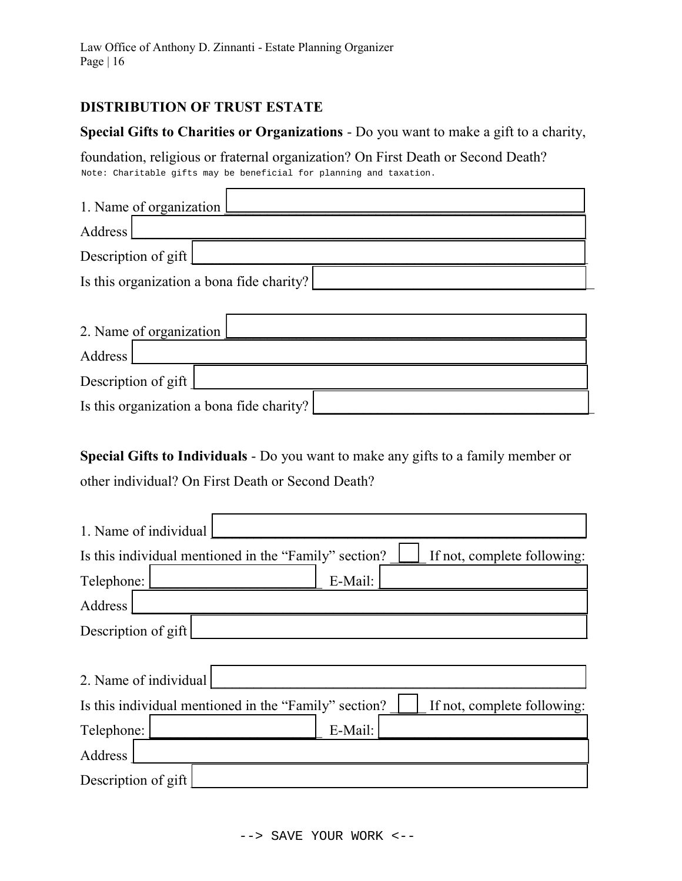## DISTRIBUTION OF TRUST ESTATE

**Special Gifts to Charities or Organizations** - Do you want to make a gift to a charity, foundation, religious or fraternal organization? On First Death or Second Death?

Note: Charitable gifts may be beneficial for planning and taxation.

1. Name of organization ______________________________

Address ______________________________

Description of gift ______________________________

Is this organization a bona fide charity? ______________________________

2. Name of organization ______________________________

Address ______________________________

Description of gift ______________________________

Is this organization a bona fide charity? ______________________________

**Special Gifts to Individuals** - Do you want to make any gifts to a family member or other individual? On First Death or Second Death?

1. Name of individual ______________________________

Is this individual mentioned in the "Family" section? ____ If not, complete following:

Telephone: ______________________ E-Mail: ______________________

Address ______________________________

Description of gift ______________________________

2. Name of individual ______________________________

Is this individual mentioned in the "Family" section? ____ If not, complete following:

Telephone: ______________________ E-Mail: ______________________

Address ______________________________

Description of gift ______________________________

--> SAVE YOUR WORK <--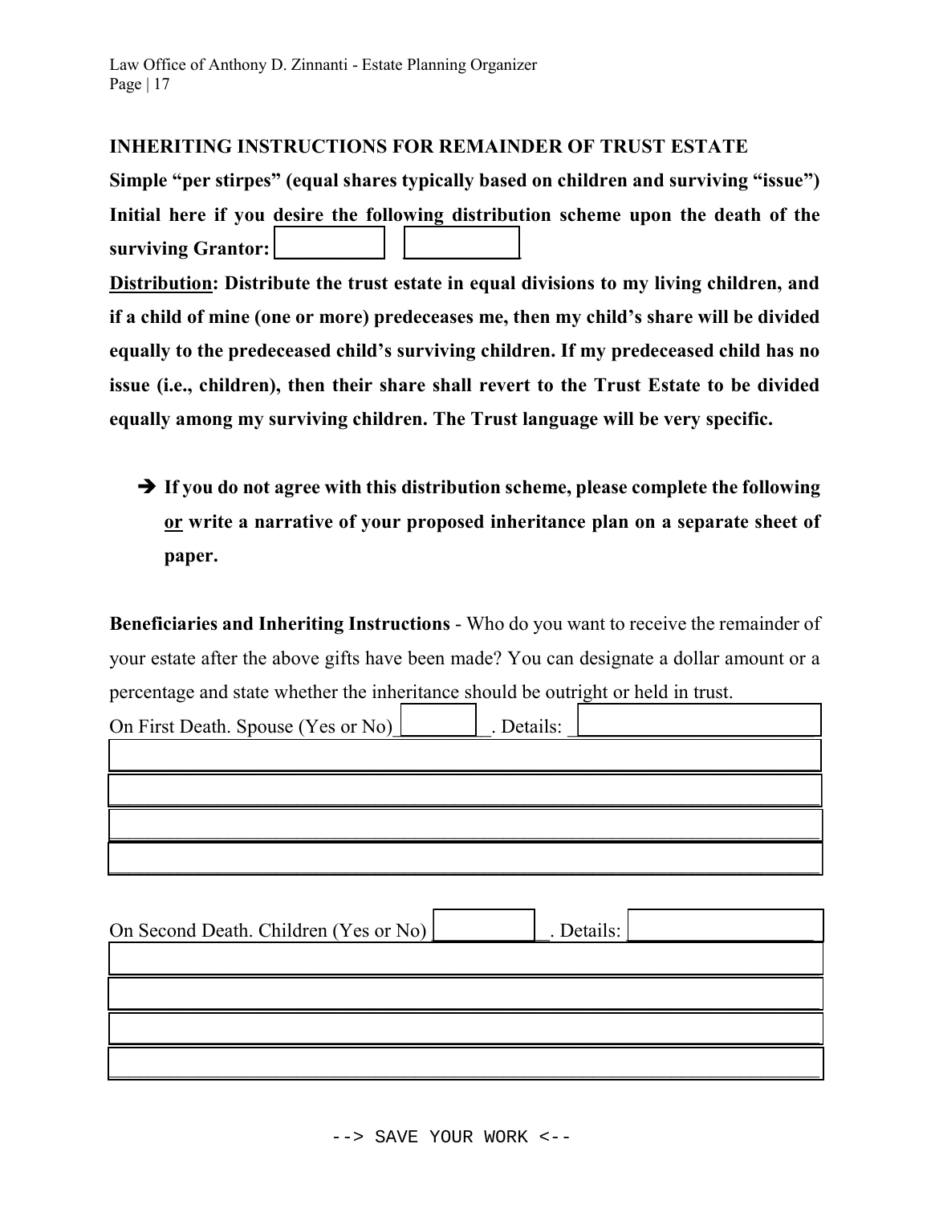**INHERITING INSTRUCTIONS FOR REMAINDER OF TRUST ESTATE**

**Simple "per stirpes" (equal shares typically based on children and surviving "issue")**

**Initial here if you desire the following distribution scheme upon the death of the surviving Grantor: ____________ ____________**

**__Distribution__: Distribute the trust estate in equal divisions to my living children, and if a child of mine (one or more) predeceases me, then my child's share will be divided equally to the predeceased child's surviving children. If my predeceased child has no issue (i.e., children), then their share shall revert to the Trust Estate to be divided equally among my surviving children. The Trust language will be very specific.**

- ➔ **If you do not agree with this distribution scheme, please complete the following __or__ write a narrative of your proposed inheritance plan on a separate sheet of paper.**

**Beneficiaries and Inheriting Instructions** - Who do you want to receive the remainder of your estate after the above gifts have been made? You can designate a dollar amount or a percentage and state whether the inheritance should be outright or held in trust.

On First Death. Spouse (Yes or No) __________. Details: ____________________________

____________________________________________________________________________

____________________________________________________________________________

____________________________________________________________________________

____________________________________________________________________________

On Second Death. Children (Yes or No) __________. Details: ____________________

____________________________________________________________________________

____________________________________________________________________________

____________________________________________________________________________

____________________________________________________________________________

--> SAVE YOUR WORK <--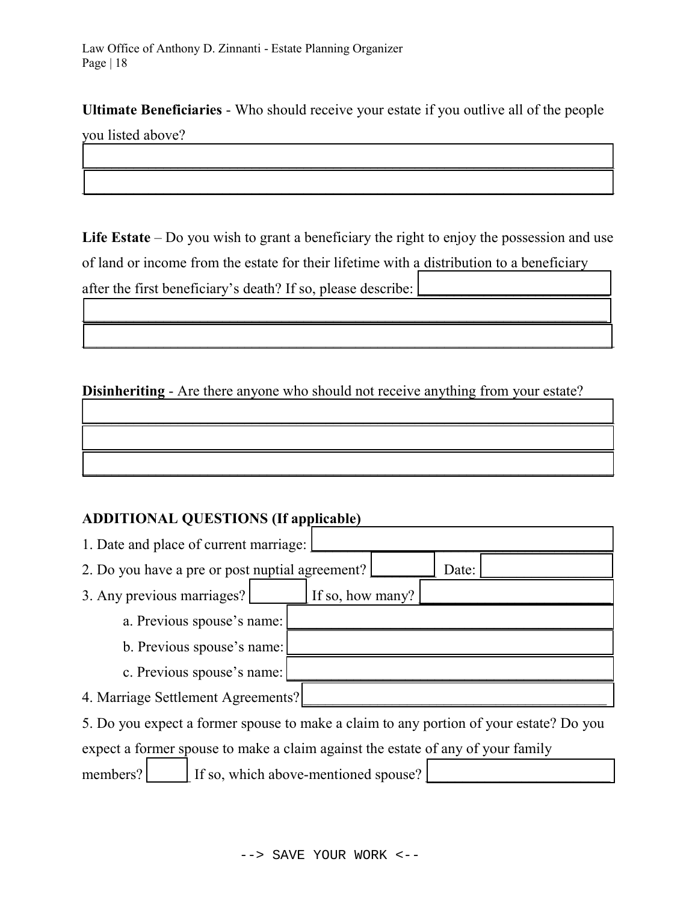**Ultimate Beneficiaries** - Who should receive your estate if you outlive all of the people you listed above?

**Life Estate** – Do you wish to grant a beneficiary the right to enjoy the possession and use of land or income from the estate for their lifetime with a distribution to a beneficiary after the first beneficiary's death? If so, please describe:

**Disinheriting** - Are there anyone who should not receive anything from your estate?

**ADDITIONAL QUESTIONS (If applicable)**

1. Date and place of current marriage:
2. Do you have a pre or post nuptial agreement? Date:
3. Any previous marriages? If so, how many?
   a. Previous spouse's name:
   b. Previous spouse's name:
   c. Previous spouse's name:
4. Marriage Settlement Agreements?
5. Do you expect a former spouse to make a claim to any portion of your estate? Do you expect a former spouse to make a claim against the estate of any of your family members? If so, which above-mentioned spouse?

--> SAVE YOUR WORK <--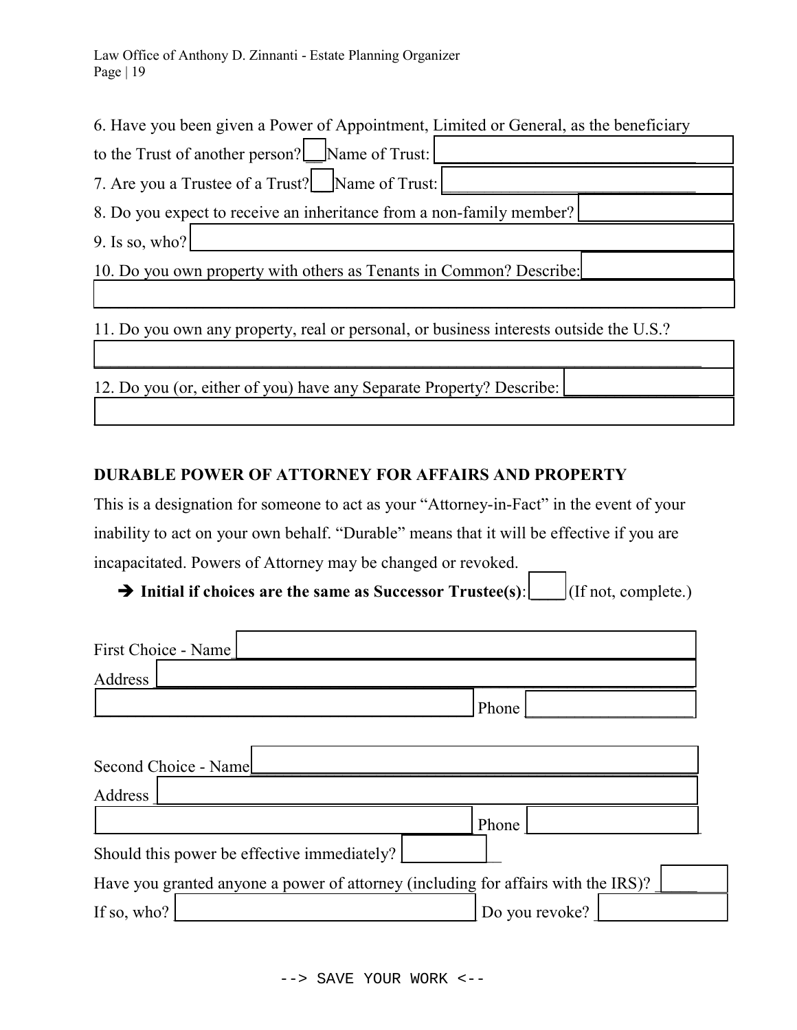6. Have you been given a Power of Appointment, Limited or General, as the beneficiary to the Trust of another person? ____ Name of Trust: ____________________

7. Are you a Trustee of a Trust? ____ Name of Trust: ____________________

8. Do you expect to receive an inheritance from a non-family member? ____________

9. Is so, who? ____________________

10. Do you own property with others as Tenants in Common? Describe: ____________

____________________

11. Do you own any property, real or personal, or business interests outside the U.S.?

____________________

12. Do you (or, either of you) have any Separate Property? Describe: ____________

____________________

## DURABLE POWER OF ATTORNEY FOR AFFAIRS AND PROPERTY

This is a designation for someone to act as your "Attorney-in-Fact" in the event of your inability to act on your own behalf. "Durable" means that it will be effective if you are incapacitated. Powers of Attorney may be changed or revoked.

➔ **Initial if choices are the same as Successor Trustee(s)**: ____ (If not, complete.)

First Choice - Name ____________________

Address ____________________

____________________ Phone ____________

Second Choice - Name ____________________

Address ____________________

____________________ Phone ____________

Should this power be effective immediately? ____________

Have you granted anyone a power of attorney (including for affairs with the IRS)? ____________

If so, who? ____________________ Do you revoke? ____________

--> SAVE YOUR WORK <--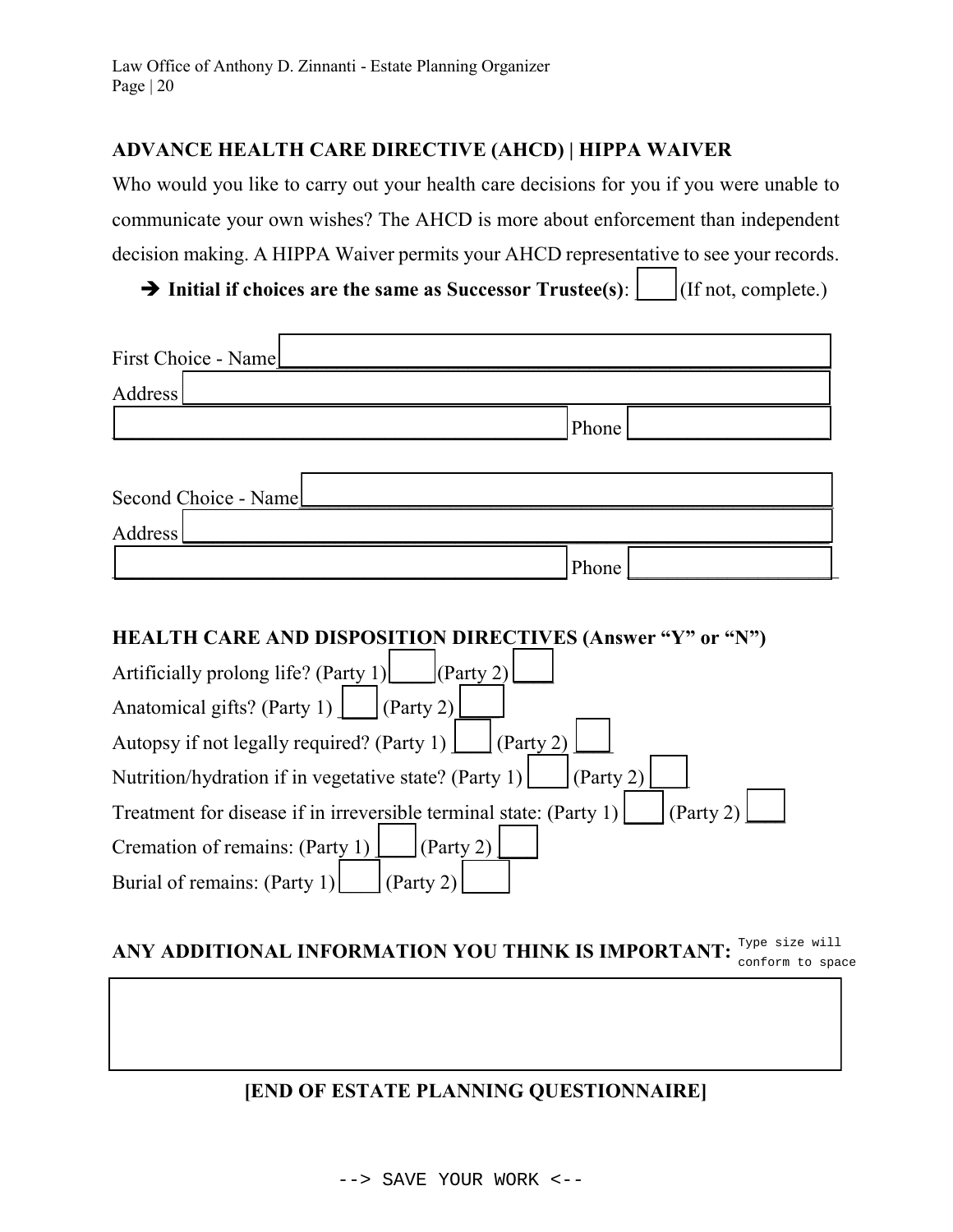## ADVANCE HEALTH CARE DIRECTIVE (AHCD) | HIPPA WAIVER

Who would you like to carry out your health care decisions for you if you were unable to communicate your own wishes? The AHCD is more about enforcement than independent decision making. A HIPPA Waiver permits your AHCD representative to see your records.

➔ **Initial if choices are the same as Successor Trustee(s)**: ____ (If not, complete.)

First Choice - Name ______________________________

Address ______________________________

______________________________ Phone ______________

Second Choice - Name ______________________________

Address ______________________________

______________________________ Phone ______________

## HEALTH CARE AND DISPOSITION DIRECTIVES (Answer "Y" or "N")

Artificially prolong life? (Party 1) ____ (Party 2) ____

Anatomical gifts? (Party 1) ____ (Party 2) ____

Autopsy if not legally required? (Party 1) ____ (Party 2) ____

Nutrition/hydration if in vegetative state? (Party 1) ____ (Party 2) ____

Treatment for disease if in irreversible terminal state: (Party 1) ____ (Party 2) ____

Cremation of remains: (Party 1) ____ (Party 2) ____

Burial of remains: (Party 1) ____ (Party 2) ____

## ANY ADDITIONAL INFORMATION YOU THINK IS IMPORTANT:

Type size will conform to space

**[END OF ESTATE PLANNING QUESTIONNAIRE]**

--> SAVE YOUR WORK <--